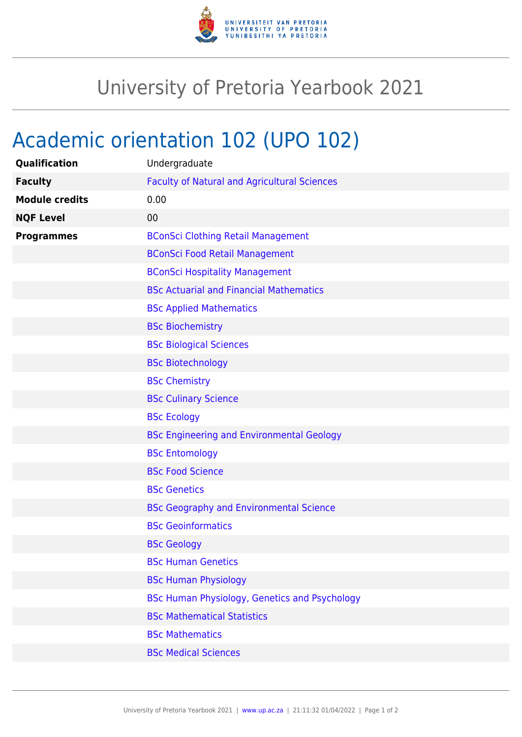# University of Pretoria Yearbook 2021

## Academic orientation 102 (UPO 102)

| | |
|---|---|
| **Qualification** | Undergraduate |
| **Faculty** | Faculty of Natural and Agricultural Sciences |
| **Module credits** | 0.00 |
| **NQF Level** | 00 |
| **Programmes** | BConSci Clothing Retail Management |
| | BConSci Food Retail Management |
| | BConSci Hospitality Management |
| | BSc Actuarial and Financial Mathematics |
| | BSc Applied Mathematics |
| | BSc Biochemistry |
| | BSc Biological Sciences |
| | BSc Biotechnology |
| | BSc Chemistry |
| | BSc Culinary Science |
| | BSc Ecology |
| | BSc Engineering and Environmental Geology |
| | BSc Entomology |
| | BSc Food Science |
| | BSc Genetics |
| | BSc Geography and Environmental Science |
| | BSc Geoinformatics |
| | BSc Geology |
| | BSc Human Genetics |
| | BSc Human Physiology |
| | BSc Human Physiology, Genetics and Psychology |
| | BSc Mathematical Statistics |
| | BSc Mathematics |
| | BSc Medical Sciences |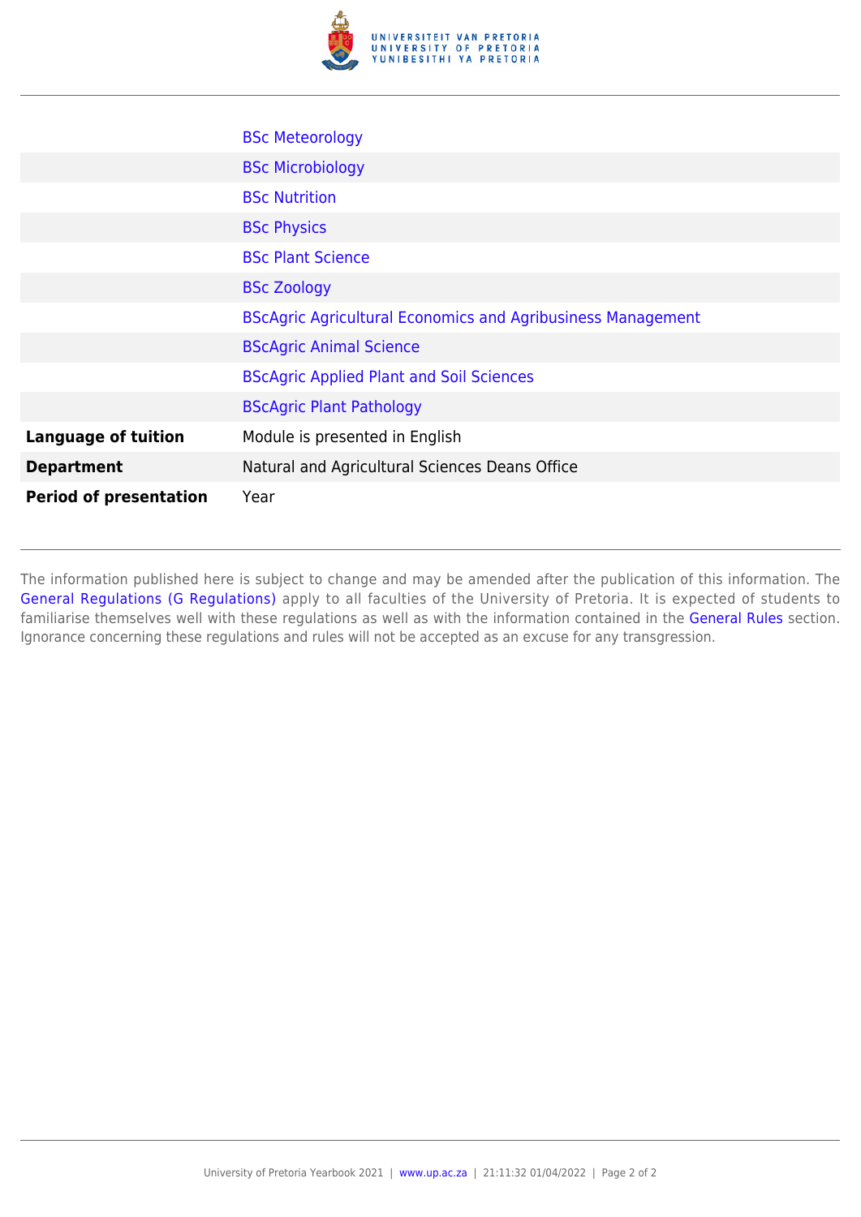| | |
|---|---|
| | BSc Meteorology |
| | BSc Microbiology |
| | BSc Nutrition |
| | BSc Physics |
| | BSc Plant Science |
| | BSc Zoology |
| | BScAgric Agricultural Economics and Agribusiness Management |
| | BScAgric Animal Science |
| | BScAgric Applied Plant and Soil Sciences |
| | BScAgric Plant Pathology |
| **Language of tuition** | Module is presented in English |
| **Department** | Natural and Agricultural Sciences Deans Office |
| **Period of presentation** | Year |

The information published here is subject to change and may be amended after the publication of this information. The General Regulations (G Regulations) apply to all faculties of the University of Pretoria. It is expected of students to familiarise themselves well with these regulations as well as with the information contained in the General Rules section. Ignorance concerning these regulations and rules will not be accepted as an excuse for any transgression.